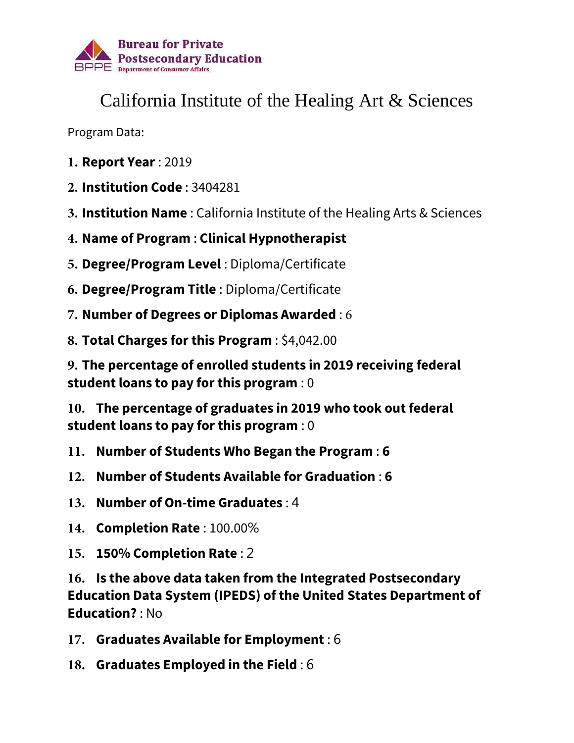Bureau for Private Postsecondary Education
BPPE Department of Consumer Affairs

# California Institute of the Healing Art & Sciences

Program Data:

1. **Report Year** : 2019
2. **Institution Code** : 3404281
3. **Institution Name** : California Institute of the Healing Arts & Sciences
4. **Name of Program** : **Clinical Hypnotherapist**
5. **Degree/Program Level** : Diploma/Certificate
6. **Degree/Program Title** : Diploma/Certificate
7. **Number of Degrees or Diplomas Awarded** : 6
8. **Total Charges for this Program** : $4,042.00
9. **The percentage of enrolled students in 2019 receiving federal student loans to pay for this program** : 0
10. **The percentage of graduates in 2019 who took out federal student loans to pay for this program** : 0
11. **Number of Students Who Began the Program** : **6**
12. **Number of Students Available for Graduation** : **6**
13. **Number of On-time Graduates** : 4
14. **Completion Rate** : 100.00%
15. **150% Completion Rate** : 2
16. **Is the above data taken from the Integrated Postsecondary Education Data System (IPEDS) of the United States Department of Education?** : No
17. **Graduates Available for Employment** : 6
18. **Graduates Employed in the Field** : 6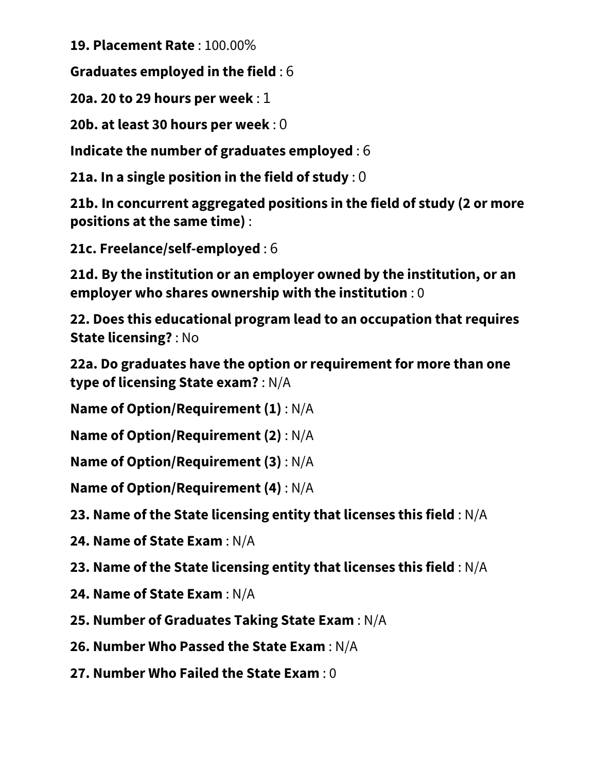**19. Placement Rate** : 100.00%

**Graduates employed in the field** : 6

**20a. 20 to 29 hours per week** : 1

**20b. at least 30 hours per week** : 0

**Indicate the number of graduates employed** : 6

**21a. In a single position in the field of study** : 0

**21b. In concurrent aggregated positions in the field of study (2 or more positions at the same time)** :

**21c. Freelance/self-employed** : 6

**21d. By the institution or an employer owned by the institution, or an employer who shares ownership with the institution** : 0

**22. Does this educational program lead to an occupation that requires State licensing?** : No

**22a. Do graduates have the option or requirement for more than one type of licensing State exam?** : N/A

**Name of Option/Requirement (1)** : N/A

**Name of Option/Requirement (2)** : N/A

**Name of Option/Requirement (3)** : N/A

**Name of Option/Requirement (4)** : N/A

**23. Name of the State licensing entity that licenses this field** : N/A

**24. Name of State Exam** : N/A

**23. Name of the State licensing entity that licenses this field** : N/A

**24. Name of State Exam** : N/A

**25. Number of Graduates Taking State Exam** : N/A

**26. Number Who Passed the State Exam** : N/A

**27. Number Who Failed the State Exam** : 0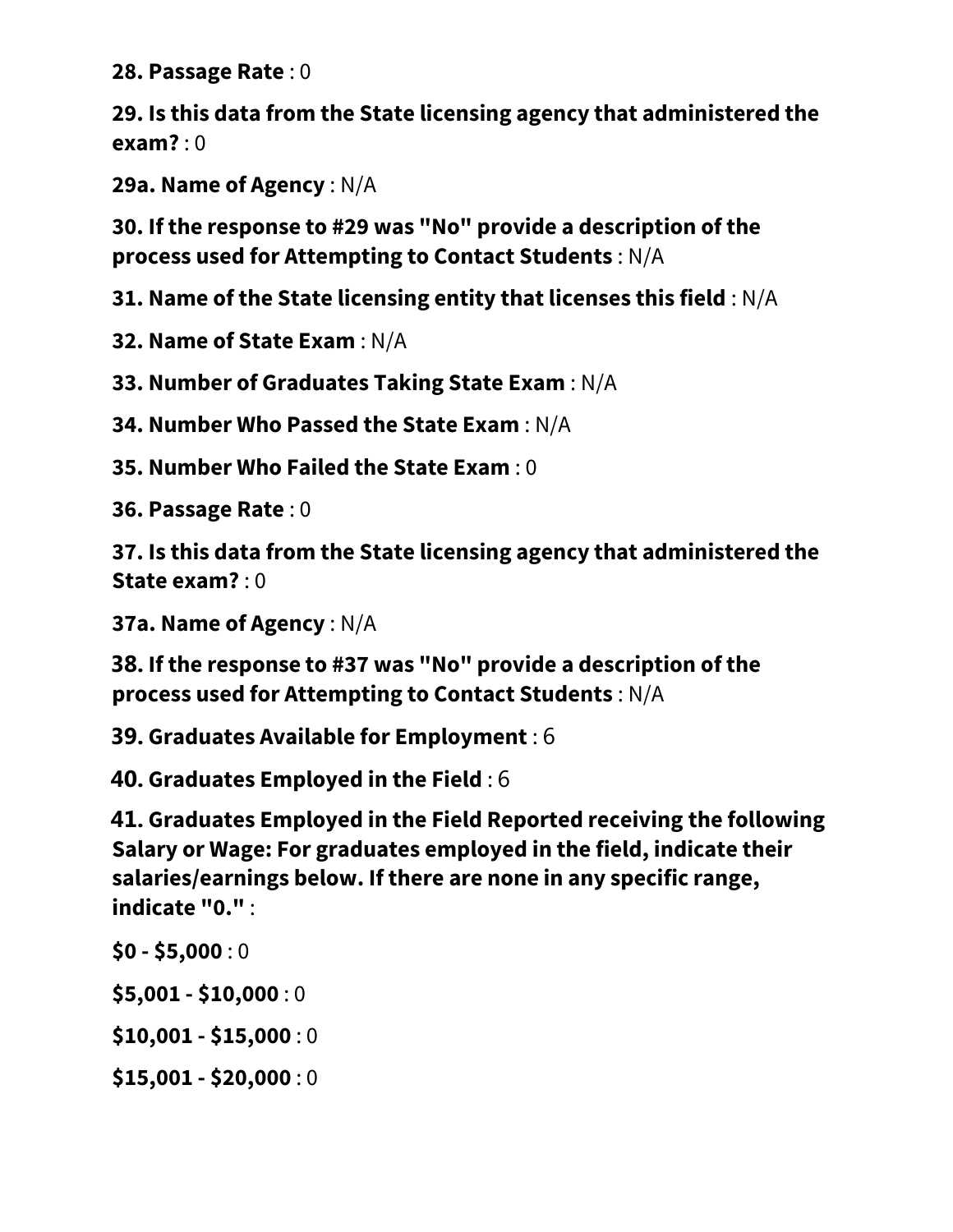**28. Passage Rate** : 0

**29. Is this data from the State licensing agency that administered the exam?** : 0

**29a. Name of Agency** : N/A

**30. If the response to #29 was "No" provide a description of the process used for Attempting to Contact Students** : N/A

**31. Name of the State licensing entity that licenses this field** : N/A

**32. Name of State Exam** : N/A

**33. Number of Graduates Taking State Exam** : N/A

**34. Number Who Passed the State Exam** : N/A

**35. Number Who Failed the State Exam** : 0

**36. Passage Rate** : 0

**37. Is this data from the State licensing agency that administered the State exam?** : 0

**37a. Name of Agency** : N/A

**38. If the response to #37 was "No" provide a description of the process used for Attempting to Contact Students** : N/A

**39. Graduates Available for Employment** : 6

**40. Graduates Employed in the Field** : 6

**41. Graduates Employed in the Field Reported receiving the following Salary or Wage: For graduates employed in the field, indicate their salaries/earnings below. If there are none in any specific range, indicate "0."** :

**$0 - $5,000** : 0

**$5,001 - $10,000** : 0

**$10,001 - $15,000** : 0

**$15,001 - $20,000** : 0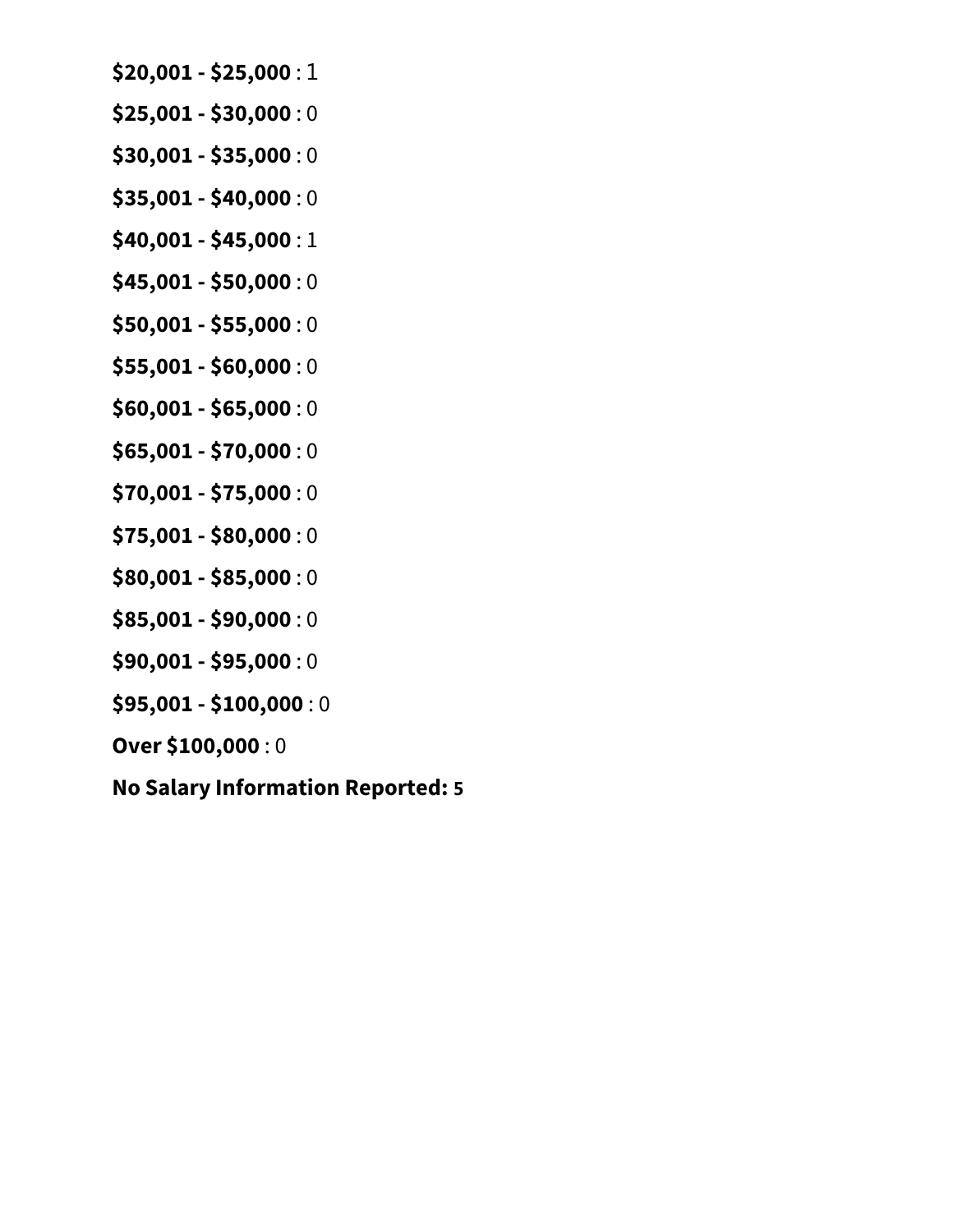**$20,001 - $25,000** : 1

**$25,001 - $30,000** : 0

**$30,001 - $35,000** : 0

**$35,001 - $40,000** : 0

**$40,001 - $45,000** : 1

**$45,001 - $50,000** : 0

**$50,001 - $55,000** : 0

**$55,001 - $60,000** : 0

**$60,001 - $65,000** : 0

**$65,001 - $70,000** : 0

**$70,001 - $75,000** : 0

**$75,001 - $80,000** : 0

**$80,001 - $85,000** : 0

**$85,001 - $90,000** : 0

**$90,001 - $95,000** : 0

**$95,001 - $100,000** : 0

**Over $100,000** : 0

**No Salary Information Reported: 5**